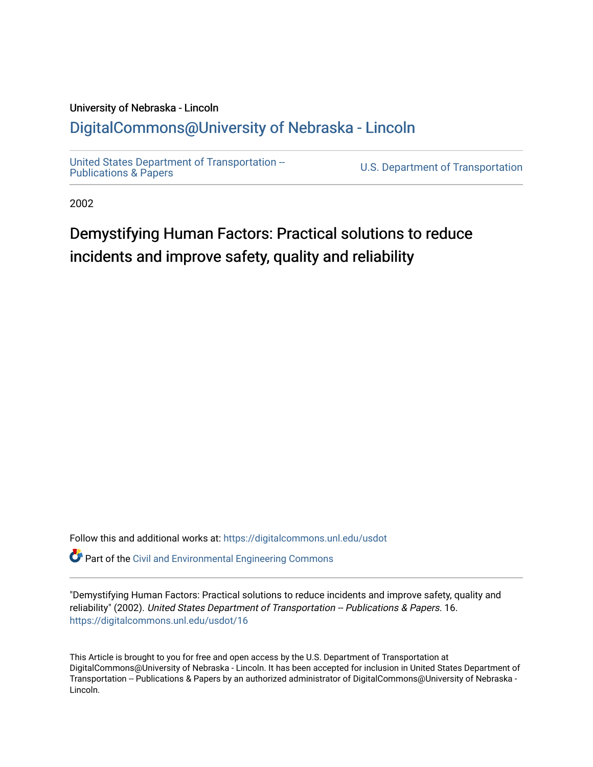University of Nebraska - Lincoln

## DigitalCommons@University of Nebraska - Lincoln

United States Department of Transportation -- Publications & Papers

U.S. Department of Transportation

2002

# Demystifying Human Factors: Practical solutions to reduce incidents and improve safety, quality and reliability

Follow this and additional works at: https://digitalcommons.unl.edu/usdot

Part of the Civil and Environmental Engineering Commons

"Demystifying Human Factors: Practical solutions to reduce incidents and improve safety, quality and reliability" (2002). *United States Department of Transportation -- Publications & Papers*. 16. https://digitalcommons.unl.edu/usdot/16

This Article is brought to you for free and open access by the U.S. Department of Transportation at DigitalCommons@University of Nebraska - Lincoln. It has been accepted for inclusion in United States Department of Transportation -- Publications & Papers by an authorized administrator of DigitalCommons@University of Nebraska - Lincoln.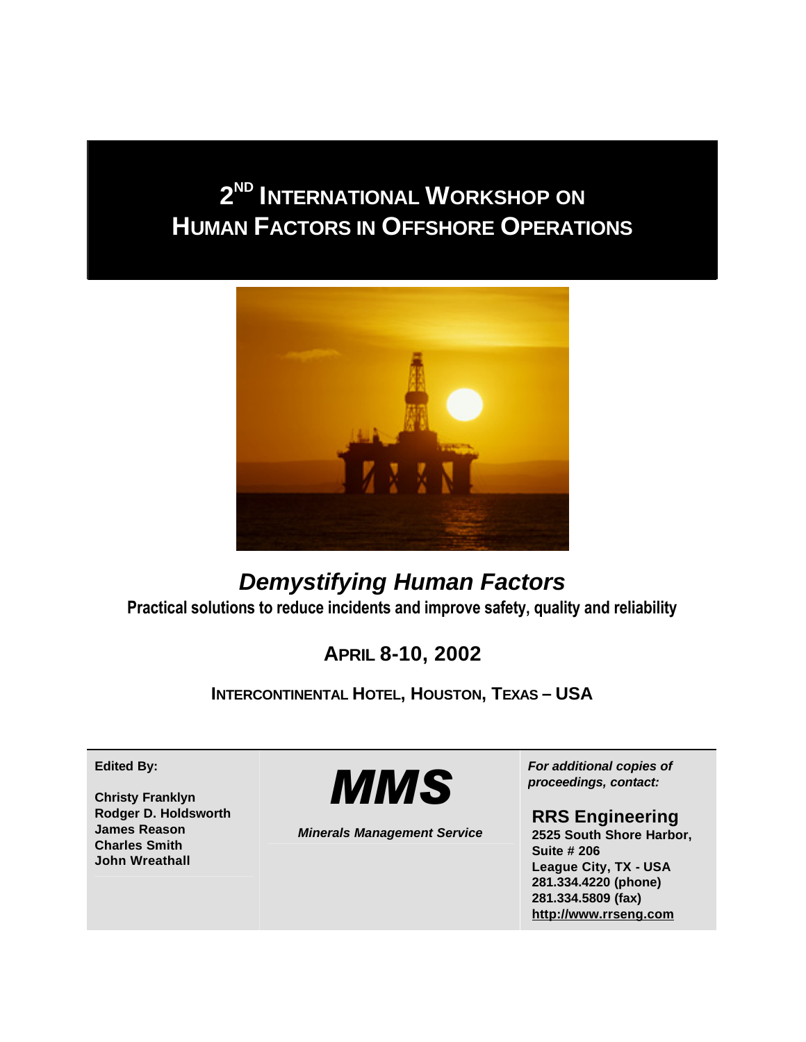# 2[ND] INTERNATIONAL WORKSHOP ON HUMAN FACTORS IN OFFSHORE OPERATIONS

## *Demystifying Human Factors*

**Practical solutions to reduce incidents and improve safety, quality and reliability**

### APRIL 8-10, 2002

**INTERCONTINENTAL HOTEL, HOUSTON, TEXAS – USA**

**Edited By:**

**Christy Franklyn**
**Rodger D. Holdsworth**
**James Reason**
**Charles Smith**
**John Wreathall**

***MMS***

***Minerals Management Service***

***For additional copies of proceedings, contact:***

**RRS Engineering**
**2525 South Shore Harbor, Suite # 206**
**League City, TX - USA**
**281.334.4220 (phone)**
**281.334.5809 (fax)**
**http://www.rrseng.com**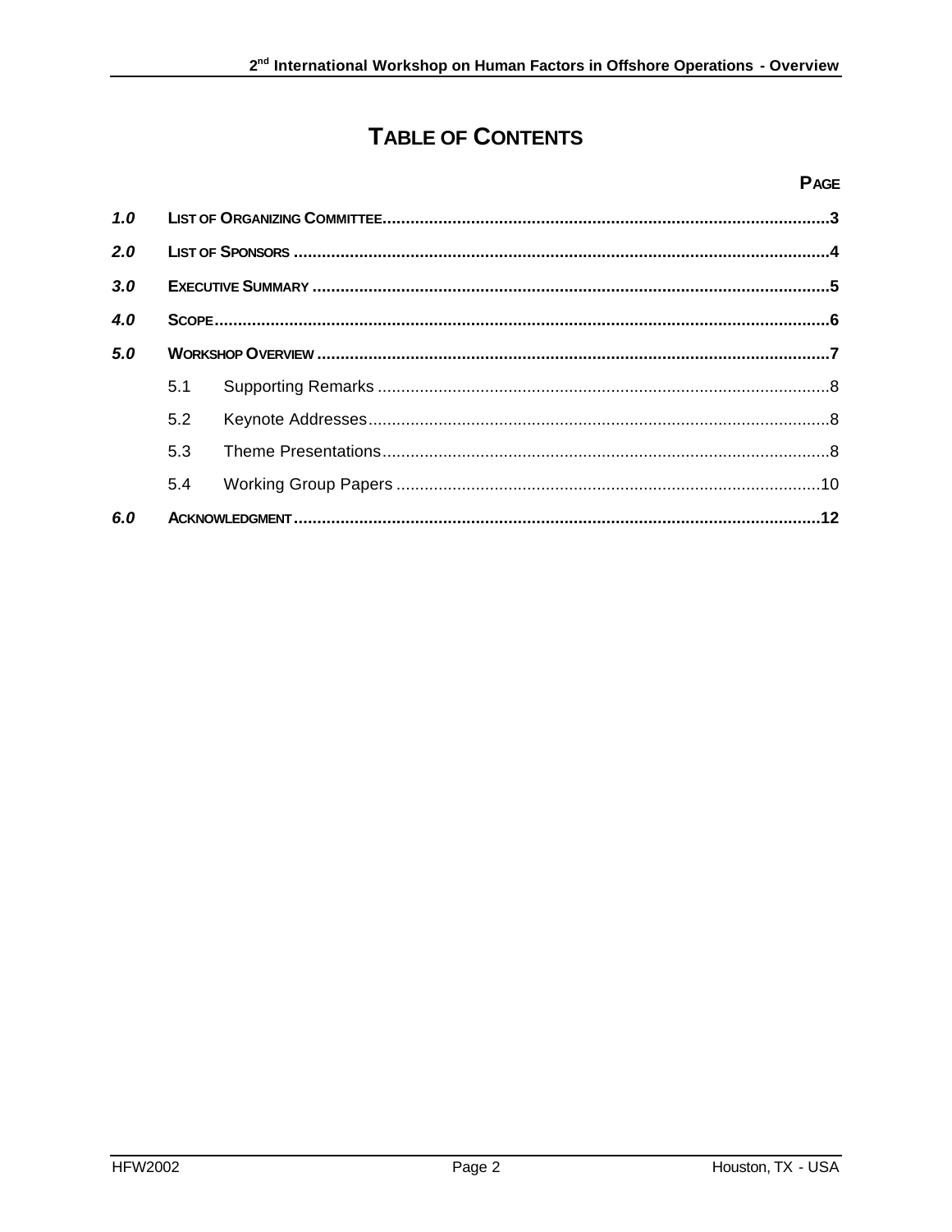# TABLE OF CONTENTS

**PAGE**

| | | |
|---|---|---|
| ***1.0*** | **LIST OF ORGANIZING COMMITTEE** | **3** |
| ***2.0*** | **LIST OF SPONSORS** | **4** |
| ***3.0*** | **EXECUTIVE SUMMARY** | **5** |
| ***4.0*** | **SCOPE** | **6** |
| ***5.0*** | **WORKSHOP OVERVIEW** | **7** |
| | 5.1 Supporting Remarks | 8 |
| | 5.2 Keynote Addresses | 8 |
| | 5.3 Theme Presentations | 8 |
| | 5.4 Working Group Papers | 10 |
| ***6.0*** | **ACKNOWLEDGMENT** | **12** |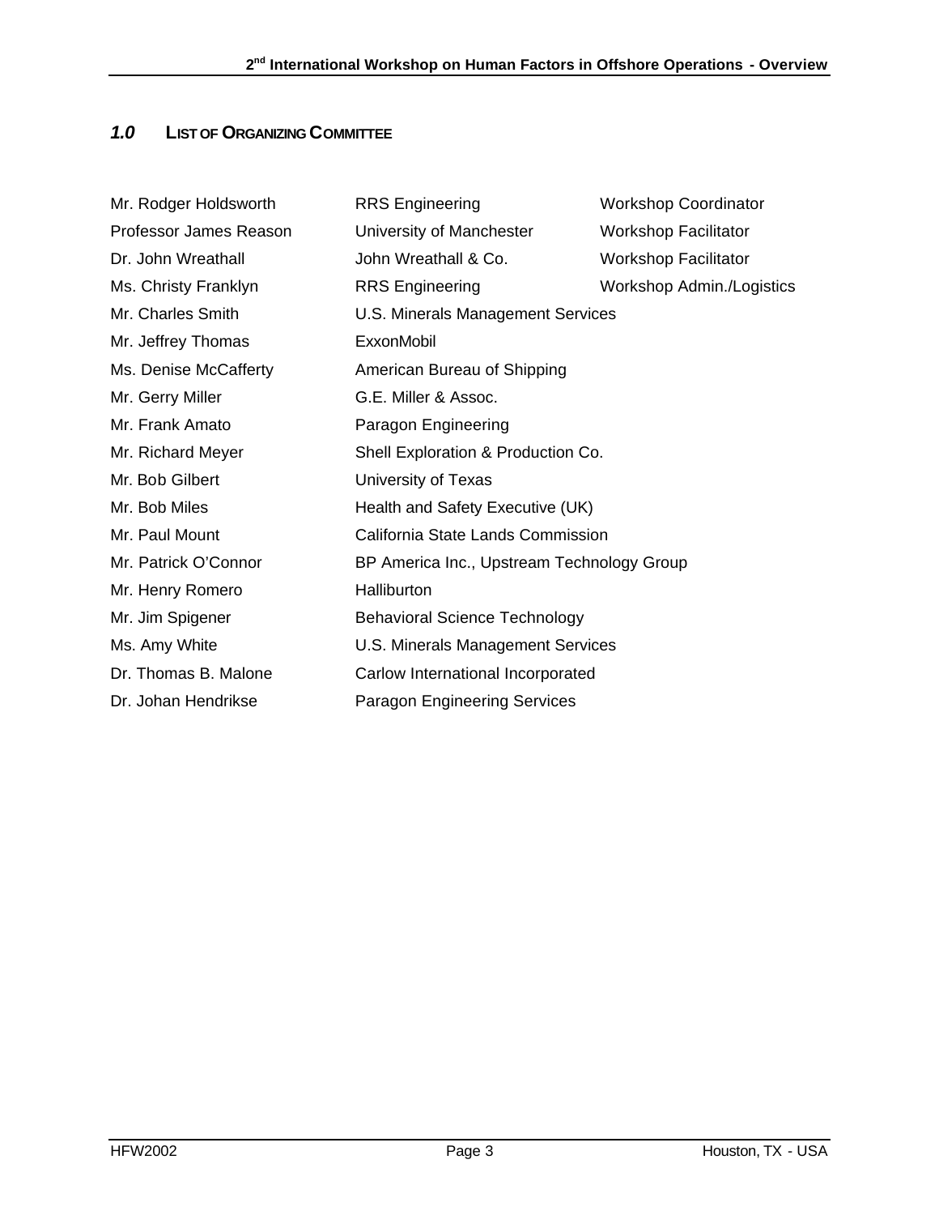## *1.0* List of Organizing Committee

| | | |
|---|---|---|
| Mr. Rodger Holdsworth | RRS Engineering | Workshop Coordinator |
| Professor James Reason | University of Manchester | Workshop Facilitator |
| Dr. John Wreathall | John Wreathall & Co. | Workshop Facilitator |
| Ms. Christy Franklyn | RRS Engineering | Workshop Admin./Logistics |
| Mr. Charles Smith | U.S. Minerals Management Services | |
| Mr. Jeffrey Thomas | ExxonMobil | |
| Ms. Denise McCafferty | American Bureau of Shipping | |
| Mr. Gerry Miller | G.E. Miller & Assoc. | |
| Mr. Frank Amato | Paragon Engineering | |
| Mr. Richard Meyer | Shell Exploration & Production Co. | |
| Mr. Bob Gilbert | University of Texas | |
| Mr. Bob Miles | Health and Safety Executive (UK) | |
| Mr. Paul Mount | California State Lands Commission | |
| Mr. Patrick O'Connor | BP America Inc., Upstream Technology Group | |
| Mr. Henry Romero | Halliburton | |
| Mr. Jim Spigener | Behavioral Science Technology | |
| Ms. Amy White | U.S. Minerals Management Services | |
| Dr. Thomas B. Malone | Carlow International Incorporated | |
| Dr. Johan Hendrikse | Paragon Engineering Services | |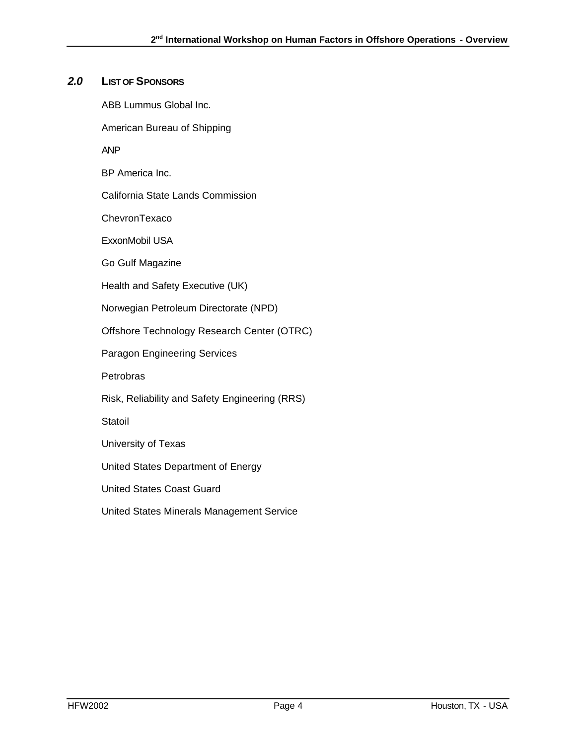## *2.0* List of Sponsors

ABB Lummus Global Inc.

American Bureau of Shipping

ANP

BP America Inc.

California State Lands Commission

ChevronTexaco

ExxonMobil USA

Go Gulf Magazine

Health and Safety Executive (UK)

Norwegian Petroleum Directorate (NPD)

Offshore Technology Research Center (OTRC)

Paragon Engineering Services

Petrobras

Risk, Reliability and Safety Engineering (RRS)

Statoil

University of Texas

United States Department of Energy

United States Coast Guard

United States Minerals Management Service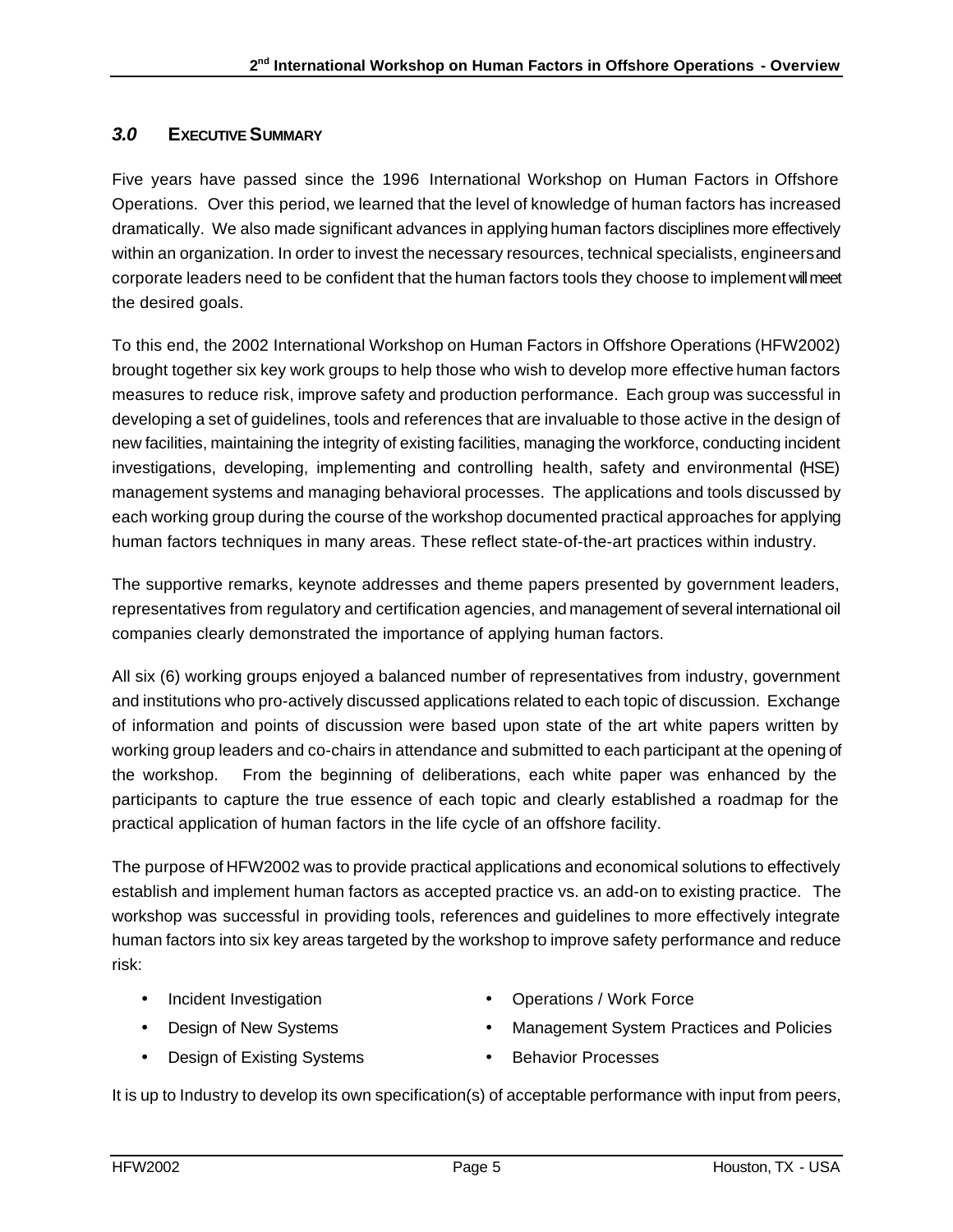## *3.0* EXECUTIVE SUMMARY

Five years have passed since the 1996 International Workshop on Human Factors in Offshore Operations. Over this period, we learned that the level of knowledge of human factors has increased dramatically. We also made significant advances in applying human factors disciplines more effectively within an organization. In order to invest the necessary resources, technical specialists, engineers and corporate leaders need to be confident that the human factors tools they choose to implement will meet the desired goals.

To this end, the 2002 International Workshop on Human Factors in Offshore Operations (HFW2002) brought together six key work groups to help those who wish to develop more effective human factors measures to reduce risk, improve safety and production performance. Each group was successful in developing a set of guidelines, tools and references that are invaluable to those active in the design of new facilities, maintaining the integrity of existing facilities, managing the workforce, conducting incident investigations, developing, implementing and controlling health, safety and environmental (HSE) management systems and managing behavioral processes. The applications and tools discussed by each working group during the course of the workshop documented practical approaches for applying human factors techniques in many areas. These reflect state-of-the-art practices within industry.

The supportive remarks, keynote addresses and theme papers presented by government leaders, representatives from regulatory and certification agencies, and management of several international oil companies clearly demonstrated the importance of applying human factors.

All six (6) working groups enjoyed a balanced number of representatives from industry, government and institutions who pro-actively discussed applications related to each topic of discussion. Exchange of information and points of discussion were based upon state of the art white papers written by working group leaders and co-chairs in attendance and submitted to each participant at the opening of the workshop. From the beginning of deliberations, each white paper was enhanced by the participants to capture the true essence of each topic and clearly established a roadmap for the practical application of human factors in the life cycle of an offshore facility.

The purpose of HFW2002 was to provide practical applications and economical solutions to effectively establish and implement human factors as accepted practice vs. an add-on to existing practice. The workshop was successful in providing tools, references and guidelines to more effectively integrate human factors into six key areas targeted by the workshop to improve safety performance and reduce risk:

- Incident Investigation
- Design of New Systems
- Design of Existing Systems
- Operations / Work Force
- Management System Practices and Policies
- Behavior Processes

It is up to Industry to develop its own specification(s) of acceptable performance with input from peers,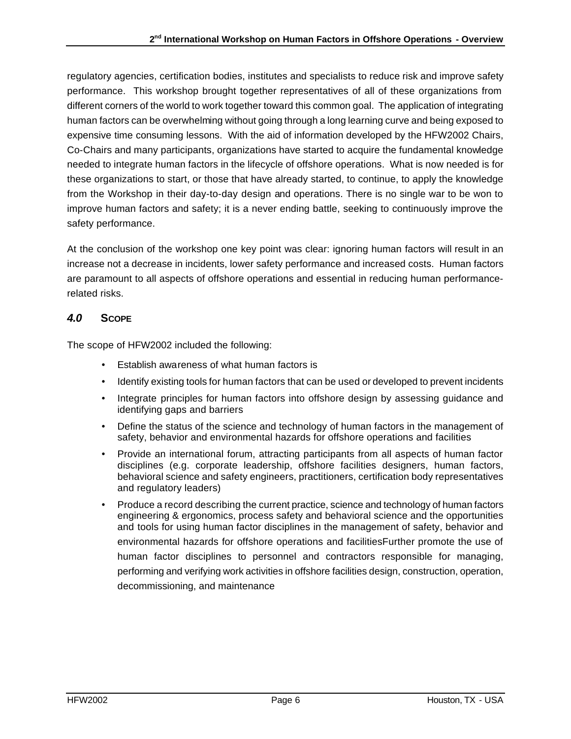regulatory agencies, certification bodies, institutes and specialists to reduce risk and improve safety performance. This workshop brought together representatives of all of these organizations from different corners of the world to work together toward this common goal. The application of integrating human factors can be overwhelming without going through a long learning curve and being exposed to expensive time consuming lessons. With the aid of information developed by the HFW2002 Chairs, Co-Chairs and many participants, organizations have started to acquire the fundamental knowledge needed to integrate human factors in the lifecycle of offshore operations. What is now needed is for these organizations to start, or those that have already started, to continue, to apply the knowledge from the Workshop in their day-to-day design and operations. There is no single war to be won to improve human factors and safety; it is a never ending battle, seeking to continuously improve the safety performance.

At the conclusion of the workshop one key point was clear: ignoring human factors will result in an increase not a decrease in incidents, lower safety performance and increased costs. Human factors are paramount to all aspects of offshore operations and essential in reducing human performance-related risks.

## *4.0* SCOPE

The scope of HFW2002 included the following:

- Establish awareness of what human factors is
- Identify existing tools for human factors that can be used or developed to prevent incidents
- Integrate principles for human factors into offshore design by assessing guidance and identifying gaps and barriers
- Define the status of the science and technology of human factors in the management of safety, behavior and environmental hazards for offshore operations and facilities
- Provide an international forum, attracting participants from all aspects of human factor disciplines (e.g. corporate leadership, offshore facilities designers, human factors, behavioral science and safety engineers, practitioners, certification body representatives and regulatory leaders)
- Produce a record describing the current practice, science and technology of human factors engineering & ergonomics, process safety and behavioral science and the opportunities and tools for using human factor disciplines in the management of safety, behavior and environmental hazards for offshore operations and facilitiesFurther promote the use of human factor disciplines to personnel and contractors responsible for managing, performing and verifying work activities in offshore facilities design, construction, operation, decommissioning, and maintenance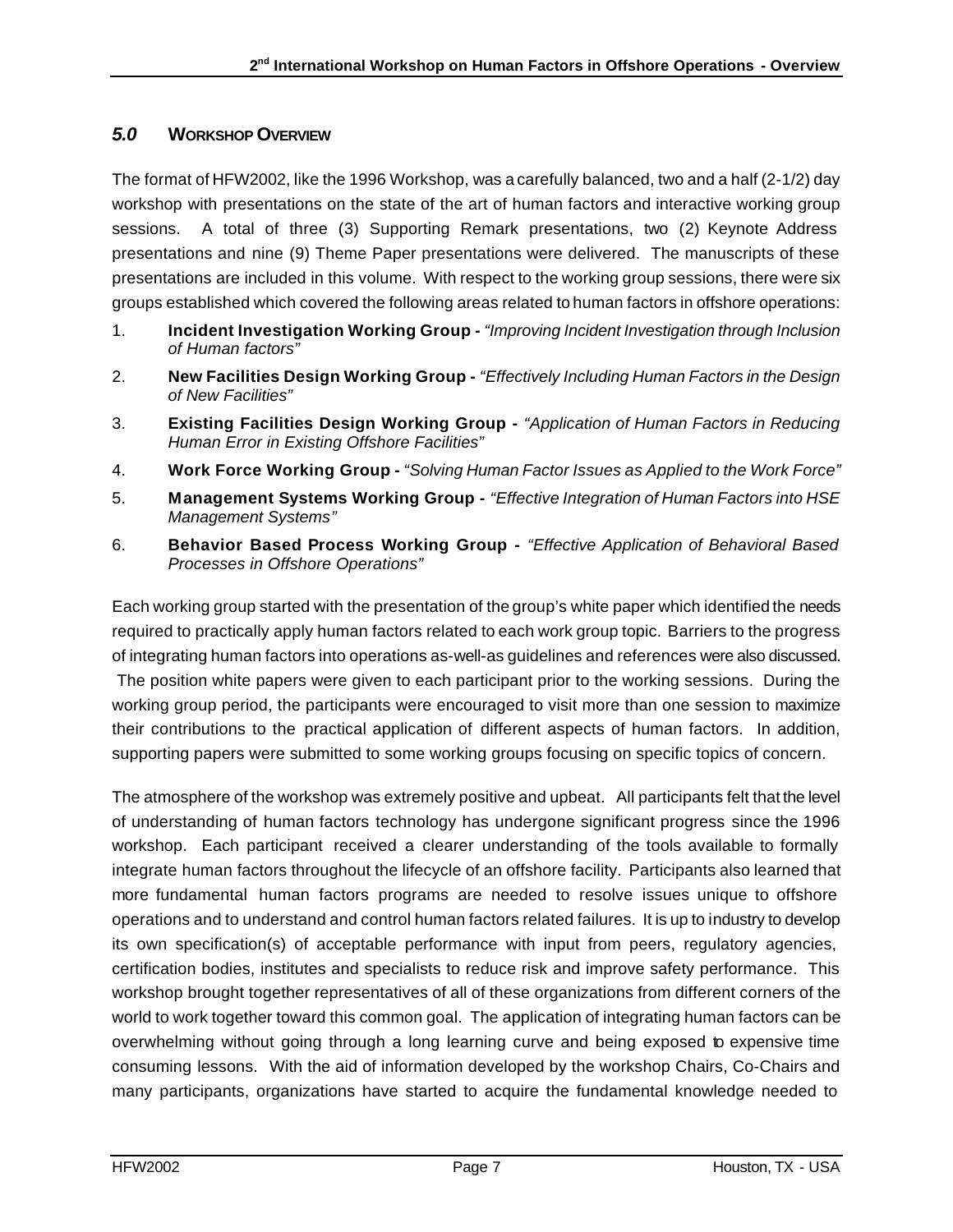## *5.0* WORKSHOP OVERVIEW

The format of HFW2002, like the 1996 Workshop, was a carefully balanced, two and a half (2-1/2) day workshop with presentations on the state of the art of human factors and interactive working group sessions. A total of three (3) Supporting Remark presentations, two (2) Keynote Address presentations and nine (9) Theme Paper presentations were delivered. The manuscripts of these presentations are included in this volume. With respect to the working group sessions, there were six groups established which covered the following areas related to human factors in offshore operations:

1. **Incident Investigation Working Group -** *"Improving Incident Investigation through Inclusion of Human factors"*
2. **New Facilities Design Working Group -** *"Effectively Including Human Factors in the Design of New Facilities"*
3. **Existing Facilities Design Working Group -** *"Application of Human Factors in Reducing Human Error in Existing Offshore Facilities"*
4. **Work Force Working Group -** *"Solving Human Factor Issues as Applied to the Work Force"*
5. **Management Systems Working Group -** *"Effective Integration of Human Factors into HSE Management Systems"*
6. **Behavior Based Process Working Group -** *"Effective Application of Behavioral Based Processes in Offshore Operations"*

Each working group started with the presentation of the group's white paper which identified the needs required to practically apply human factors related to each work group topic. Barriers to the progress of integrating human factors into operations as-well-as guidelines and references were also discussed. The position white papers were given to each participant prior to the working sessions. During the working group period, the participants were encouraged to visit more than one session to maximize their contributions to the practical application of different aspects of human factors. In addition, supporting papers were submitted to some working groups focusing on specific topics of concern.

The atmosphere of the workshop was extremely positive and upbeat. All participants felt that the level of understanding of human factors technology has undergone significant progress since the 1996 workshop. Each participant received a clearer understanding of the tools available to formally integrate human factors throughout the lifecycle of an offshore facility. Participants also learned that more fundamental human factors programs are needed to resolve issues unique to offshore operations and to understand and control human factors related failures. It is up to industry to develop its own specification(s) of acceptable performance with input from peers, regulatory agencies, certification bodies, institutes and specialists to reduce risk and improve safety performance. This workshop brought together representatives of all of these organizations from different corners of the world to work together toward this common goal. The application of integrating human factors can be overwhelming without going through a long learning curve and being exposed to expensive time consuming lessons. With the aid of information developed by the workshop Chairs, Co-Chairs and many participants, organizations have started to acquire the fundamental knowledge needed to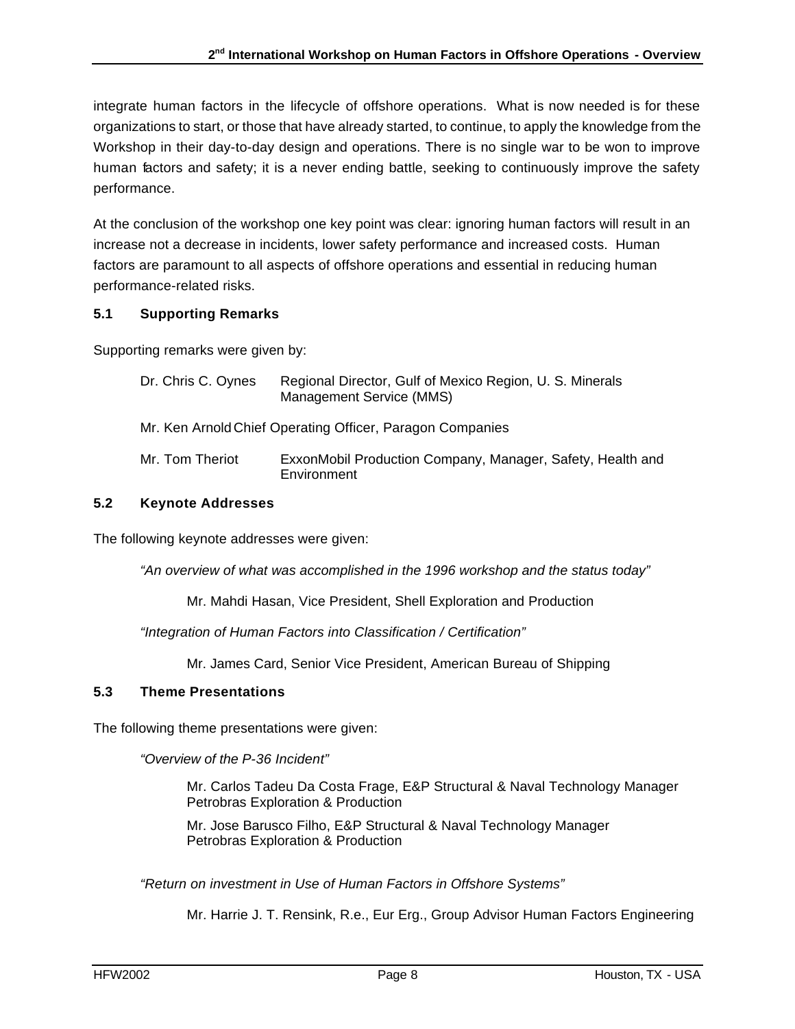integrate human factors in the lifecycle of offshore operations. What is now needed is for these organizations to start, or those that have already started, to continue, to apply the knowledge from the Workshop in their day-to-day design and operations. There is no single war to be won to improve human factors and safety; it is a never ending battle, seeking to continuously improve the safety performance.

At the conclusion of the workshop one key point was clear: ignoring human factors will result in an increase not a decrease in incidents, lower safety performance and increased costs. Human factors are paramount to all aspects of offshore operations and essential in reducing human performance-related risks.

### 5.1 Supporting Remarks

Supporting remarks were given by:

| | |
|---|---|
| Dr. Chris C. Oynes | Regional Director, Gulf of Mexico Region, U. S. Minerals Management Service (MMS) |
| Mr. Ken Arnold | Chief Operating Officer, Paragon Companies |
| Mr. Tom Theriot | ExxonMobil Production Company, Manager, Safety, Health and Environment |

### 5.2 Keynote Addresses

The following keynote addresses were given:

*"An overview of what was accomplished in the 1996 workshop and the status today"*

Mr. Mahdi Hasan, Vice President, Shell Exploration and Production

*"Integration of Human Factors into Classification / Certification"*

Mr. James Card, Senior Vice President, American Bureau of Shipping

### 5.3 Theme Presentations

The following theme presentations were given:

*"Overview of the P-36 Incident"*

Mr. Carlos Tadeu Da Costa Frage, E&P Structural & Naval Technology Manager
Petrobras Exploration & Production

Mr. Jose Barusco Filho, E&P Structural & Naval Technology Manager
Petrobras Exploration & Production

*"Return on investment in Use of Human Factors in Offshore Systems"*

Mr. Harrie J. T. Rensink, R.e., Eur Erg., Group Advisor Human Factors Engineering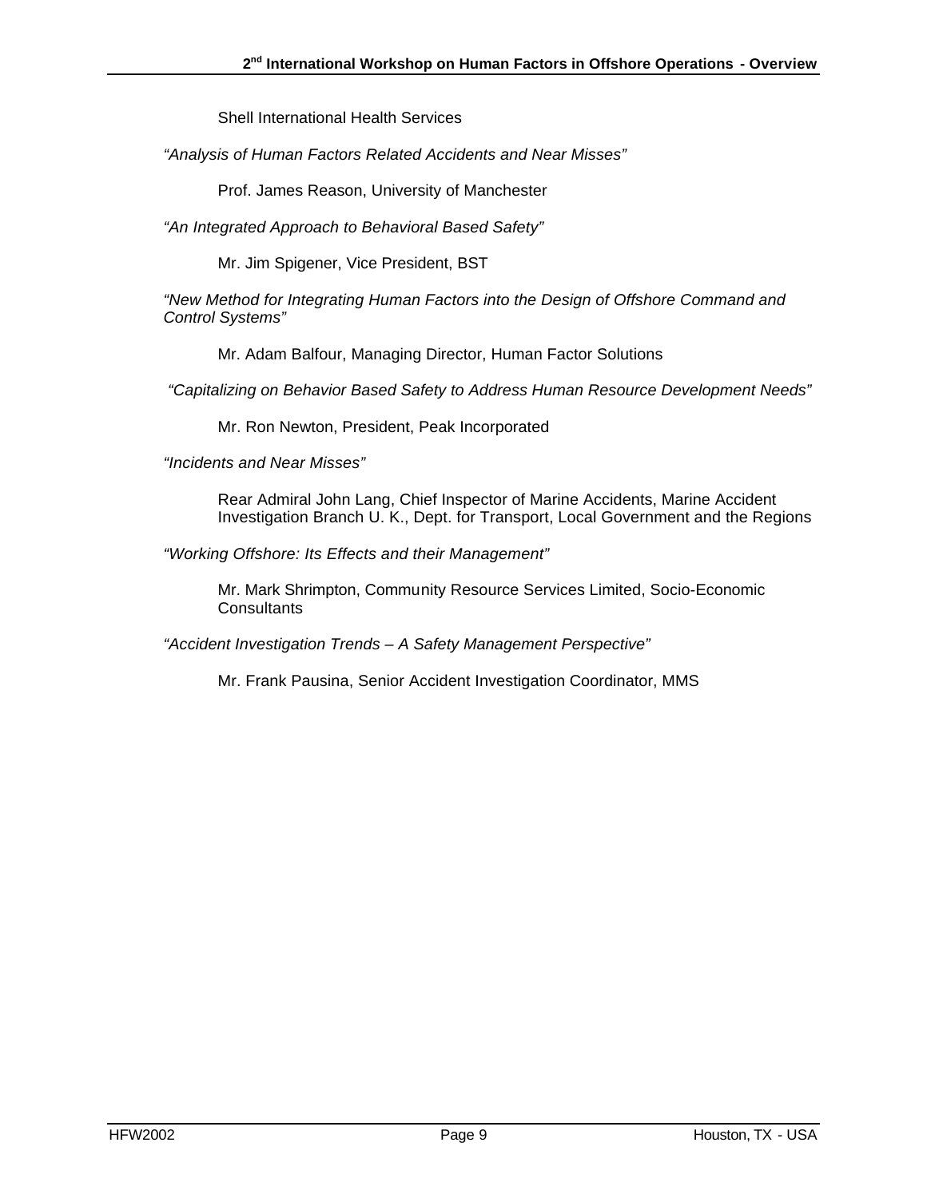Shell International Health Services

*"Analysis of Human Factors Related Accidents and Near Misses"*

Prof. James Reason, University of Manchester

*"An Integrated Approach to Behavioral Based Safety"*

Mr. Jim Spigener, Vice President, BST

*"New Method for Integrating Human Factors into the Design of Offshore Command and Control Systems"*

Mr. Adam Balfour, Managing Director, Human Factor Solutions

*"Capitalizing on Behavior Based Safety to Address Human Resource Development Needs"*

Mr. Ron Newton, President, Peak Incorporated

*"Incidents and Near Misses"*

Rear Admiral John Lang, Chief Inspector of Marine Accidents, Marine Accident Investigation Branch U. K., Dept. for Transport, Local Government and the Regions

*"Working Offshore: Its Effects and their Management"*

Mr. Mark Shrimpton, Community Resource Services Limited, Socio-Economic Consultants

*"Accident Investigation Trends – A Safety Management Perspective"*

Mr. Frank Pausina, Senior Accident Investigation Coordinator, MMS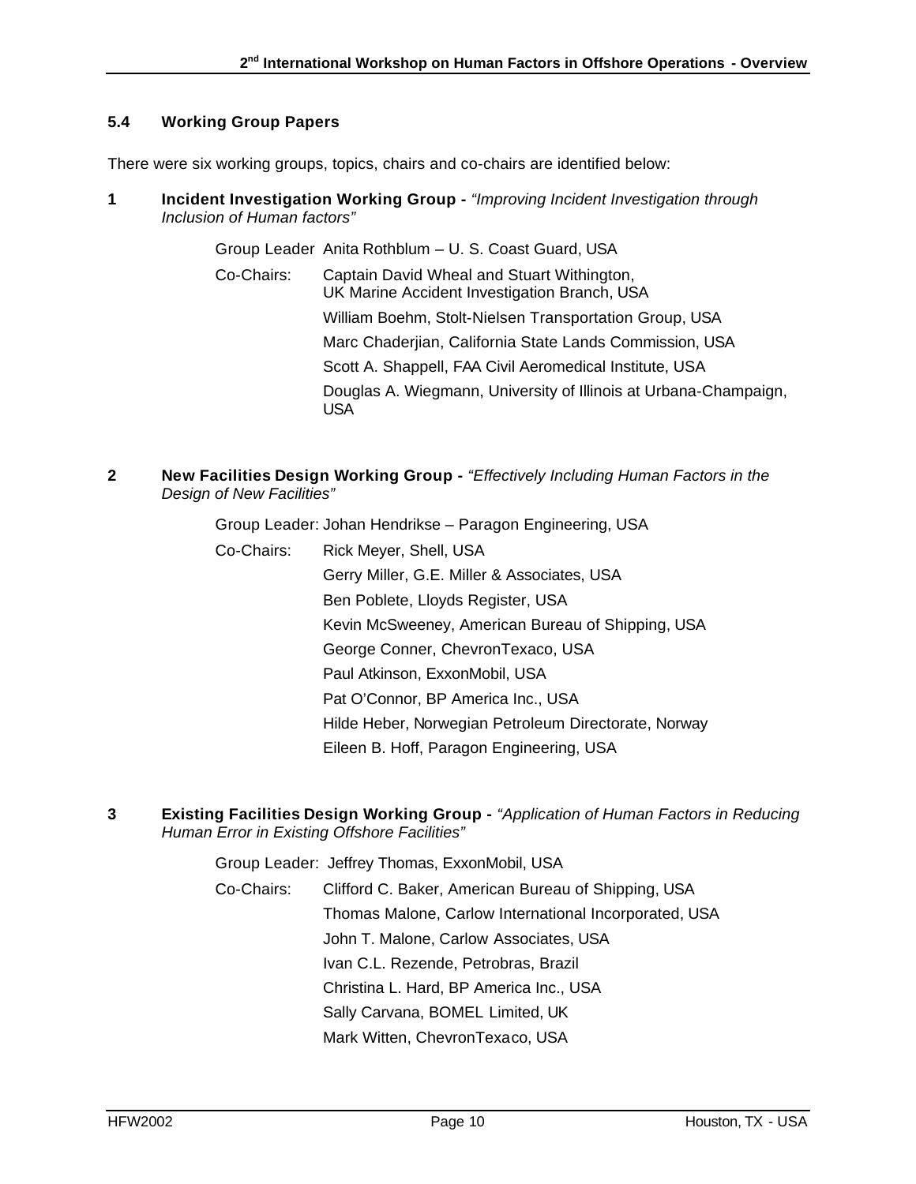### 5.4 Working Group Papers

There were six working groups, topics, chairs and co-chairs are identified below:

**1 Incident Investigation Working Group -** *"Improving Incident Investigation through Inclusion of Human factors"*

Group Leader Anita Rothblum – U. S. Coast Guard, USA

Co-Chairs:
- Captain David Wheal and Stuart Withington, UK Marine Accident Investigation Branch, USA
- William Boehm, Stolt-Nielsen Transportation Group, USA
- Marc Chaderjian, California State Lands Commission, USA
- Scott A. Shappell, FAA Civil Aeromedical Institute, USA
- Douglas A. Wiegmann, University of Illinois at Urbana-Champaign, USA

**2 New Facilities Design Working Group -** *"Effectively Including Human Factors in the Design of New Facilities"*

Group Leader: Johan Hendrikse – Paragon Engineering, USA

Co-Chairs:
- Rick Meyer, Shell, USA
- Gerry Miller, G.E. Miller & Associates, USA
- Ben Poblete, Lloyds Register, USA
- Kevin McSweeney, American Bureau of Shipping, USA
- George Conner, ChevronTexaco, USA
- Paul Atkinson, ExxonMobil, USA
- Pat O'Connor, BP America Inc., USA
- Hilde Heber, Norwegian Petroleum Directorate, Norway
- Eileen B. Hoff, Paragon Engineering, USA

**3 Existing Facilities Design Working Group -** *"Application of Human Factors in Reducing Human Error in Existing Offshore Facilities"*

Group Leader: Jeffrey Thomas, ExxonMobil, USA

Co-Chairs:
- Clifford C. Baker, American Bureau of Shipping, USA
- Thomas Malone, Carlow International Incorporated, USA
- John T. Malone, Carlow Associates, USA
- Ivan C.L. Rezende, Petrobras, Brazil
- Christina L. Hard, BP America Inc., USA
- Sally Carvana, BOMEL Limited, UK
- Mark Witten, ChevronTexaco, USA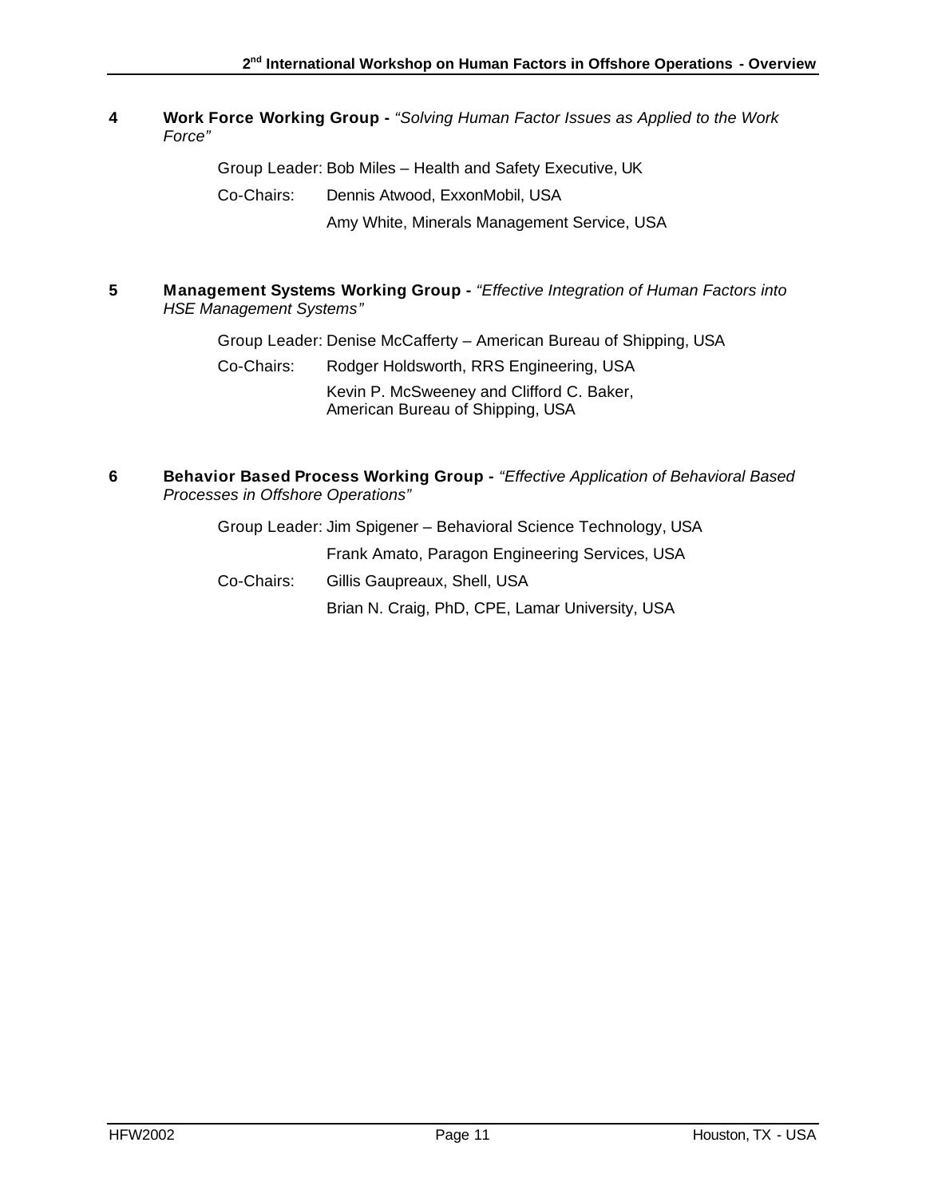**4 Work Force Working Group -** *"Solving Human Factor Issues as Applied to the Work Force"*

Group Leader: Bob Miles – Health and Safety Executive, UK

Co-Chairs: Dennis Atwood, ExxonMobil, USA

Amy White, Minerals Management Service, USA

**5 Management Systems Working Group -** *"Effective Integration of Human Factors into HSE Management Systems"*

Group Leader: Denise McCafferty – American Bureau of Shipping, USA

Co-Chairs: Rodger Holdsworth, RRS Engineering, USA

Kevin P. McSweeney and Clifford C. Baker, American Bureau of Shipping, USA

**6 Behavior Based Process Working Group -** *"Effective Application of Behavioral Based Processes in Offshore Operations"*

Group Leader: Jim Spigener – Behavioral Science Technology, USA

Frank Amato, Paragon Engineering Services, USA

Co-Chairs: Gillis Gaupreaux, Shell, USA

Brian N. Craig, PhD, CPE, Lamar University, USA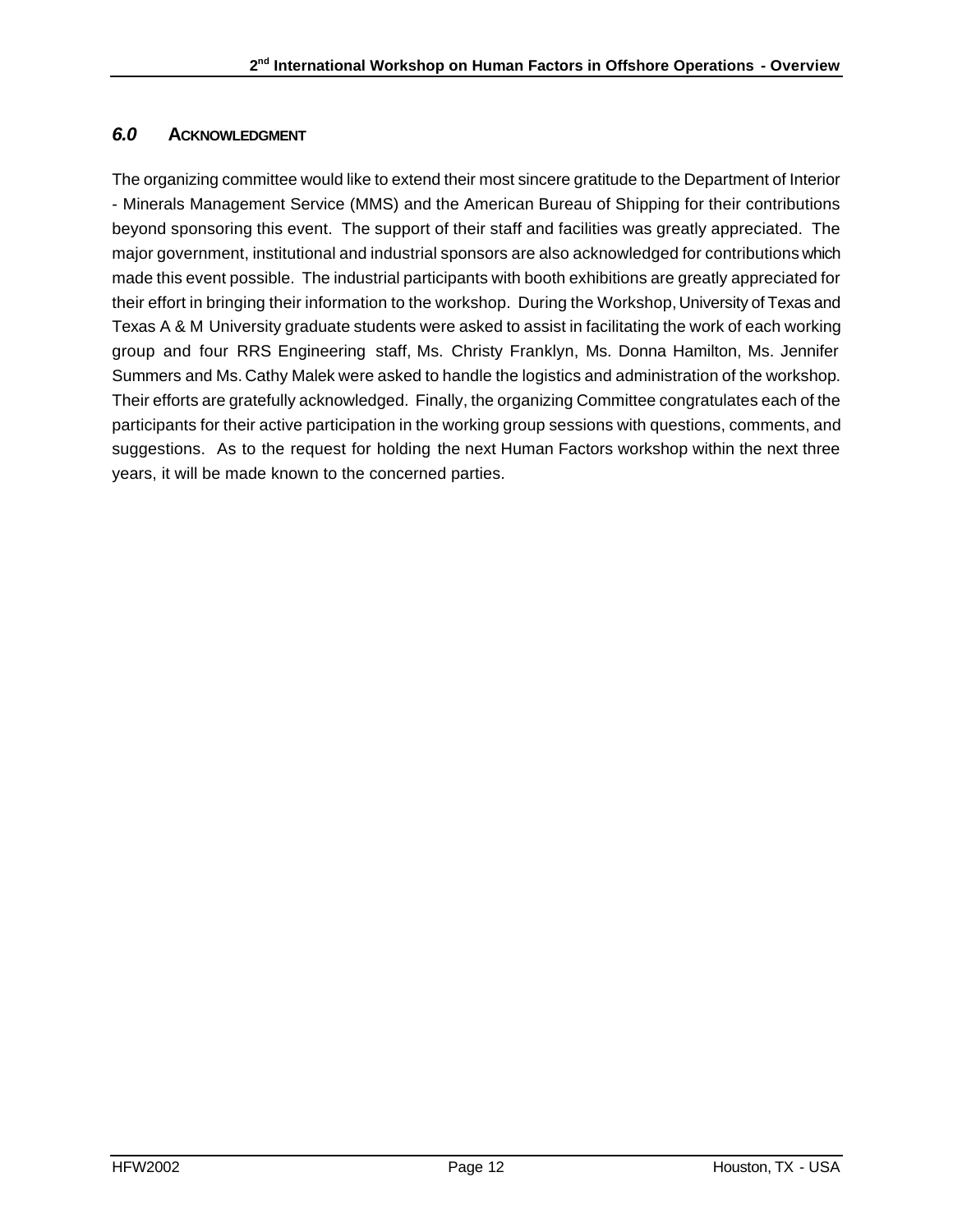## *6.0* ACKNOWLEDGMENT

The organizing committee would like to extend their most sincere gratitude to the Department of Interior - Minerals Management Service (MMS) and the American Bureau of Shipping for their contributions beyond sponsoring this event. The support of their staff and facilities was greatly appreciated. The major government, institutional and industrial sponsors are also acknowledged for contributions which made this event possible. The industrial participants with booth exhibitions are greatly appreciated for their effort in bringing their information to the workshop. During the Workshop, University of Texas and Texas A & M University graduate students were asked to assist in facilitating the work of each working group and four RRS Engineering staff, Ms. Christy Franklyn, Ms. Donna Hamilton, Ms. Jennifer Summers and Ms. Cathy Malek were asked to handle the logistics and administration of the workshop. Their efforts are gratefully acknowledged. Finally, the organizing Committee congratulates each of the participants for their active participation in the working group sessions with questions, comments, and suggestions. As to the request for holding the next Human Factors workshop within the next three years, it will be made known to the concerned parties.